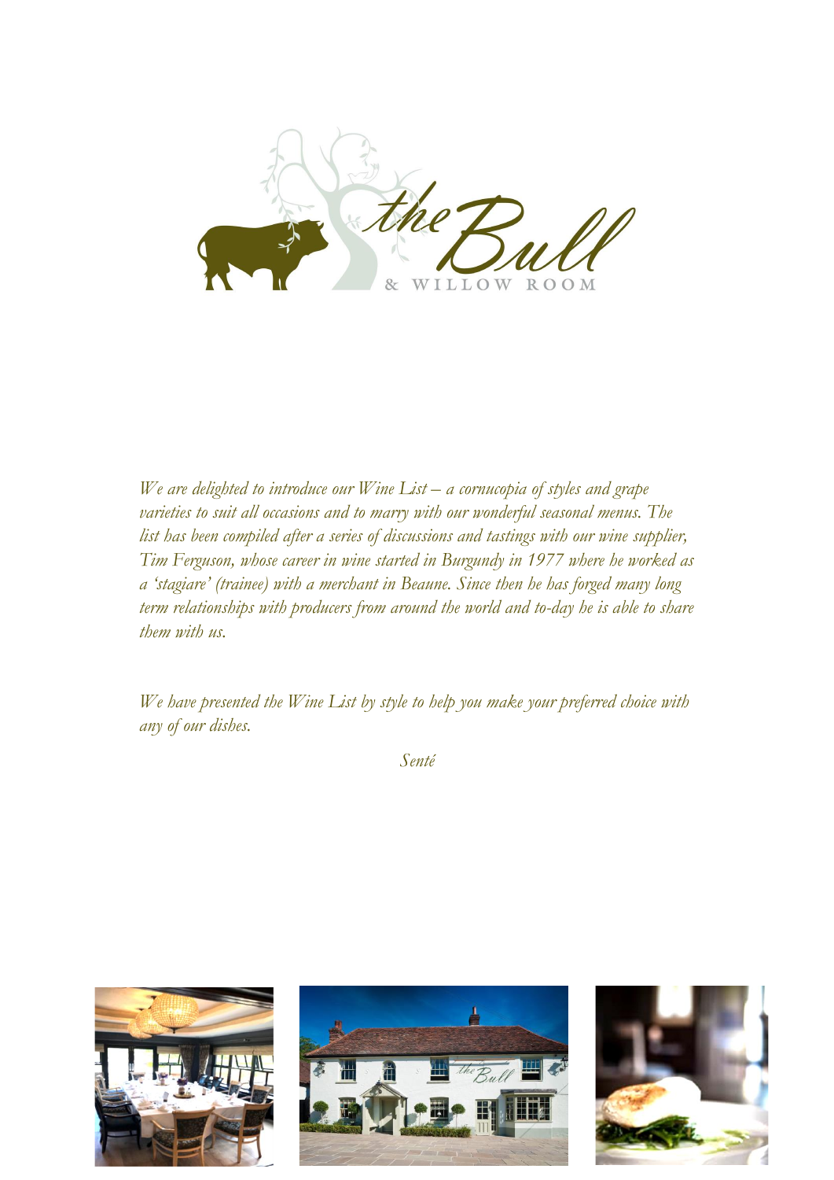# the Bull

& WILLOW ROOM

*We are delighted to introduce our Wine List – a cornucopia of styles and grape varieties to suit all occasions and to marry with our wonderful seasonal menus. The list has been compiled after a series of discussions and tastings with our wine supplier, Tim Ferguson, whose career in wine started in Burgundy in 1977 where he worked as a 'stagiare' (trainee) with a merchant in Beaune. Since then he has forged many long term relationships with producers from around the world and to-day he is able to share them with us.*

*We have presented the Wine List by style to help you make your preferred choice with any of our dishes.*

*Senté*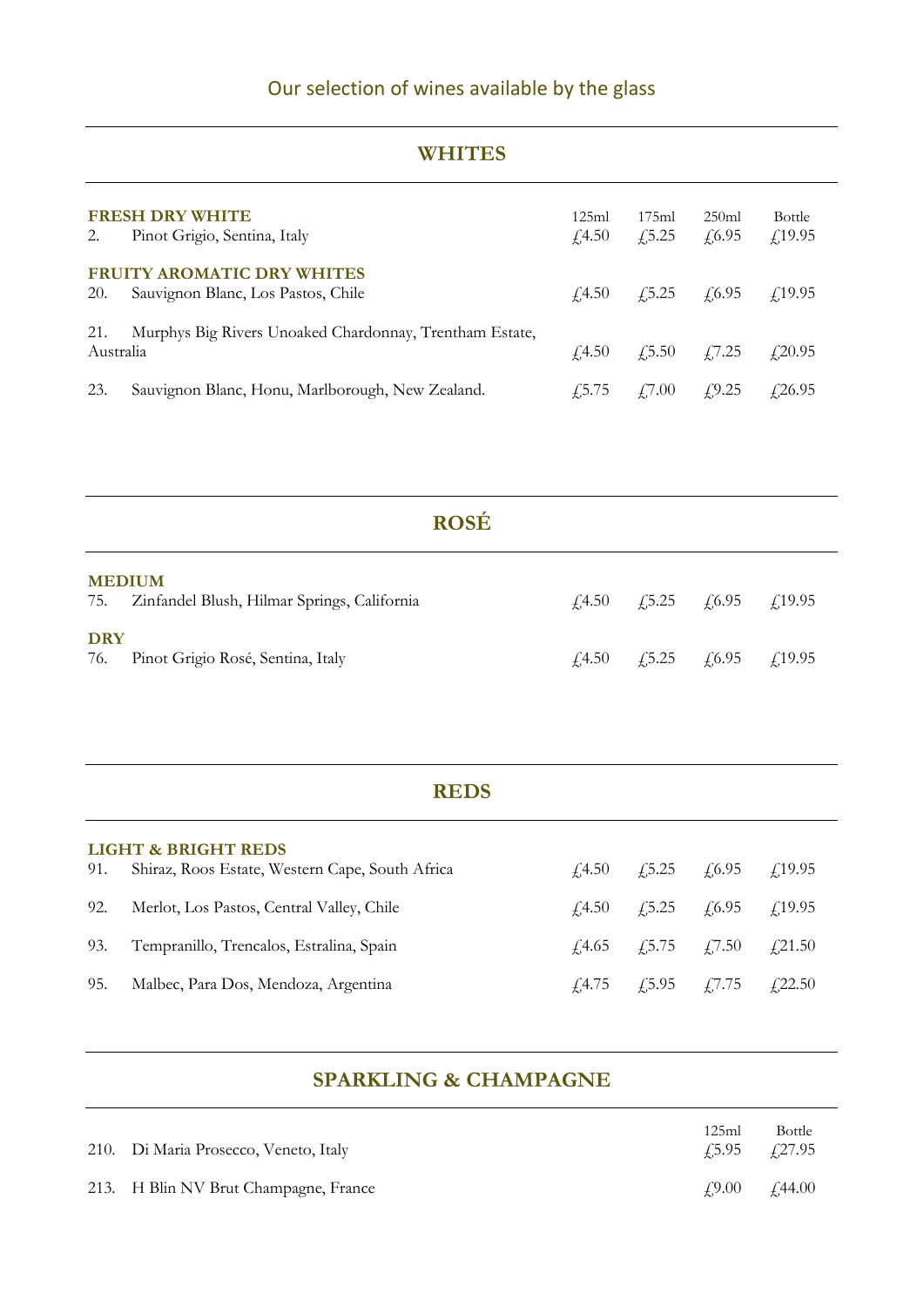Our selection of wines available by the glass

## WHITES

| | 125ml | 175ml | 250ml | Bottle |
|---|---|---|---|---|
| **FRESH DRY WHITE** | | | | |
| 2. Pinot Grigio, Sentina, Italy | £4.50 | £5.25 | £6.95 | £19.95 |
| **FRUITY AROMATIC DRY WHITES** | | | | |
| 20. Sauvignon Blanc, Los Pastos, Chile | £4.50 | £5.25 | £6.95 | £19.95 |
| 21. Murphys Big Rivers Unoaked Chardonnay, Trentham Estate, Australia | £4.50 | £5.50 | £7.25 | £20.95 |
| 23. Sauvignon Blanc, Honu, Marlborough, New Zealand. | £5.75 | £7.00 | £9.25 | £26.95 |

## ROSÉ

| | 125ml | 175ml | 250ml | Bottle |
|---|---|---|---|---|
| **MEDIUM** | | | | |
| 75. Zinfandel Blush, Hilmar Springs, California | £4.50 | £5.25 | £6.95 | £19.95 |
| **DRY** | | | | |
| 76. Pinot Grigio Rosé, Sentina, Italy | £4.50 | £5.25 | £6.95 | £19.95 |

## REDS

| | 125ml | 175ml | 250ml | Bottle |
|---|---|---|---|---|
| **LIGHT & BRIGHT REDS** | | | | |
| 91. Shiraz, Roos Estate, Western Cape, South Africa | £4.50 | £5.25 | £6.95 | £19.95 |
| 92. Merlot, Los Pastos, Central Valley, Chile | £4.50 | £5.25 | £6.95 | £19.95 |
| 93. Tempranillo, Trencalos, Estralina, Spain | £4.65 | £5.75 | £7.50 | £21.50 |
| 95. Malbec, Para Dos, Mendoza, Argentina | £4.75 | £5.95 | £7.75 | £22.50 |

## SPARKLING & CHAMPAGNE

| | 125ml | Bottle |
|---|---|---|
| 210. Di Maria Prosecco, Veneto, Italy | £5.95 | £27.95 |
| 213. H Blin NV Brut Champagne, France | £9.00 | £44.00 |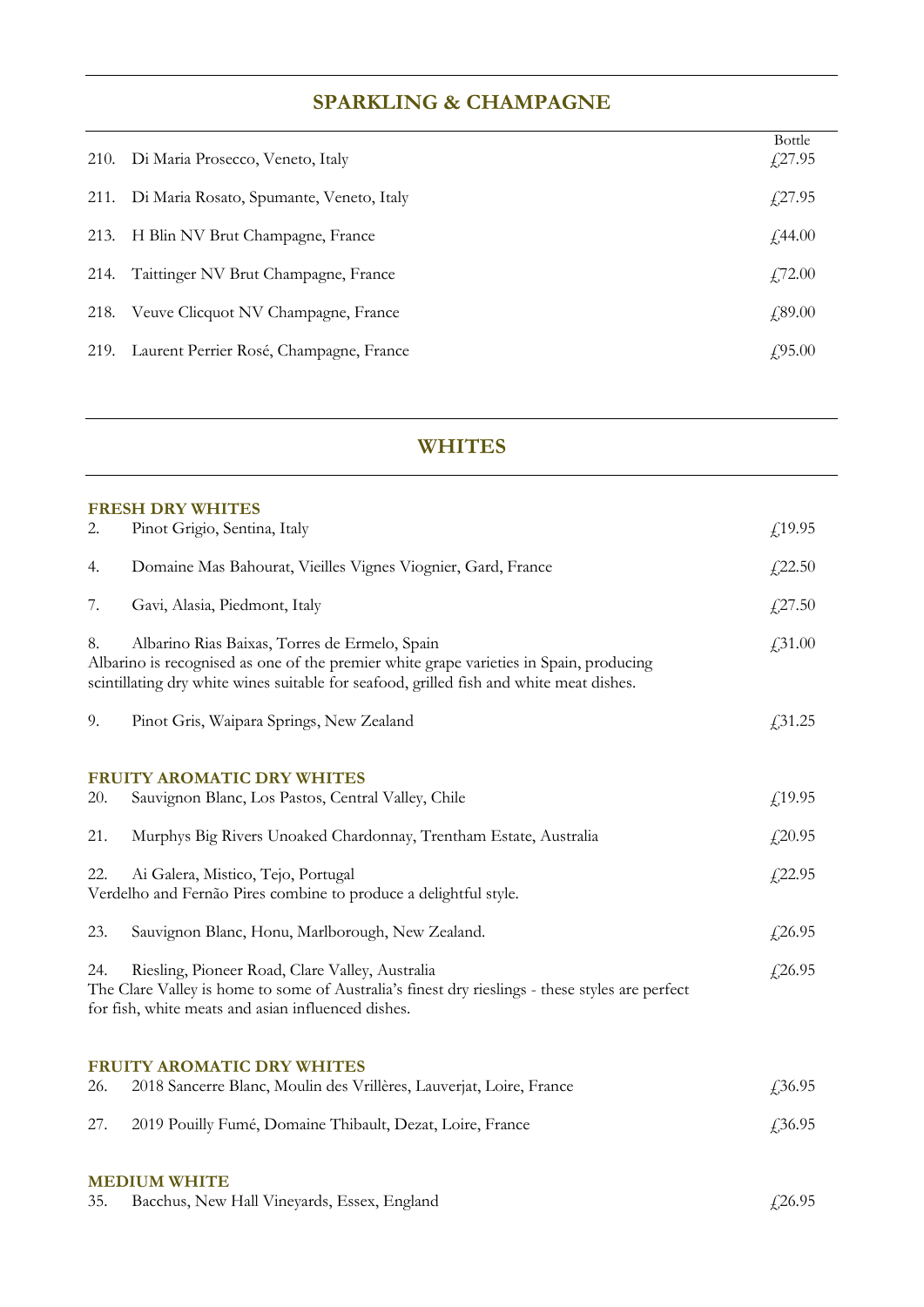## SPARKLING & CHAMPAGNE

| | | Bottle |
|---|---|---|
| 210. | Di Maria Prosecco, Veneto, Italy | £27.95 |
| 211. | Di Maria Rosato, Spumante, Veneto, Italy | £27.95 |
| 213. | H Blin NV Brut Champagne, France | £44.00 |
| 214. | Taittinger NV Brut Champagne, France | £72.00 |
| 218. | Veuve Clicquot NV Champagne, France | £89.00 |
| 219. | Laurent Perrier Rosé, Champagne, France | £95.00 |

## WHITES

### FRESH DRY WHITES

2. Pinot Grigio, Sentina, Italy — £19.95

4. Domaine Mas Bahourat, Vieilles Vignes Viognier, Gard, France — £22.50

7. Gavi, Alasia, Piedmont, Italy — £27.50

8. Albarino Rias Baixas, Torres de Ermelo, Spain — £31.00
Albarino is recognised as one of the premier white grape varieties in Spain, producing scintillating dry white wines suitable for seafood, grilled fish and white meat dishes.

9. Pinot Gris, Waipara Springs, New Zealand — £31.25

### FRUITY AROMATIC DRY WHITES

20. Sauvignon Blanc, Los Pastos, Central Valley, Chile — £19.95

21. Murphys Big Rivers Unoaked Chardonnay, Trentham Estate, Australia — £20.95

22. Ai Galera, Mistico, Tejo, Portugal — £22.95
Verdelho and Fernão Pires combine to produce a delightful style.

23. Sauvignon Blanc, Honu, Marlborough, New Zealand. — £26.95

24. Riesling, Pioneer Road, Clare Valley, Australia — £26.95
The Clare Valley is home to some of Australia's finest dry rieslings - these styles are perfect for fish, white meats and asian influenced dishes.

### FRUITY AROMATIC DRY WHITES

26. 2018 Sancerre Blanc, Moulin des Vrillères, Lauverjat, Loire, France — £36.95

27. 2019 Pouilly Fumé, Domaine Thibault, Dezat, Loire, France — £36.95

### MEDIUM WHITE

35. Bacchus, New Hall Vineyards, Essex, England — £26.95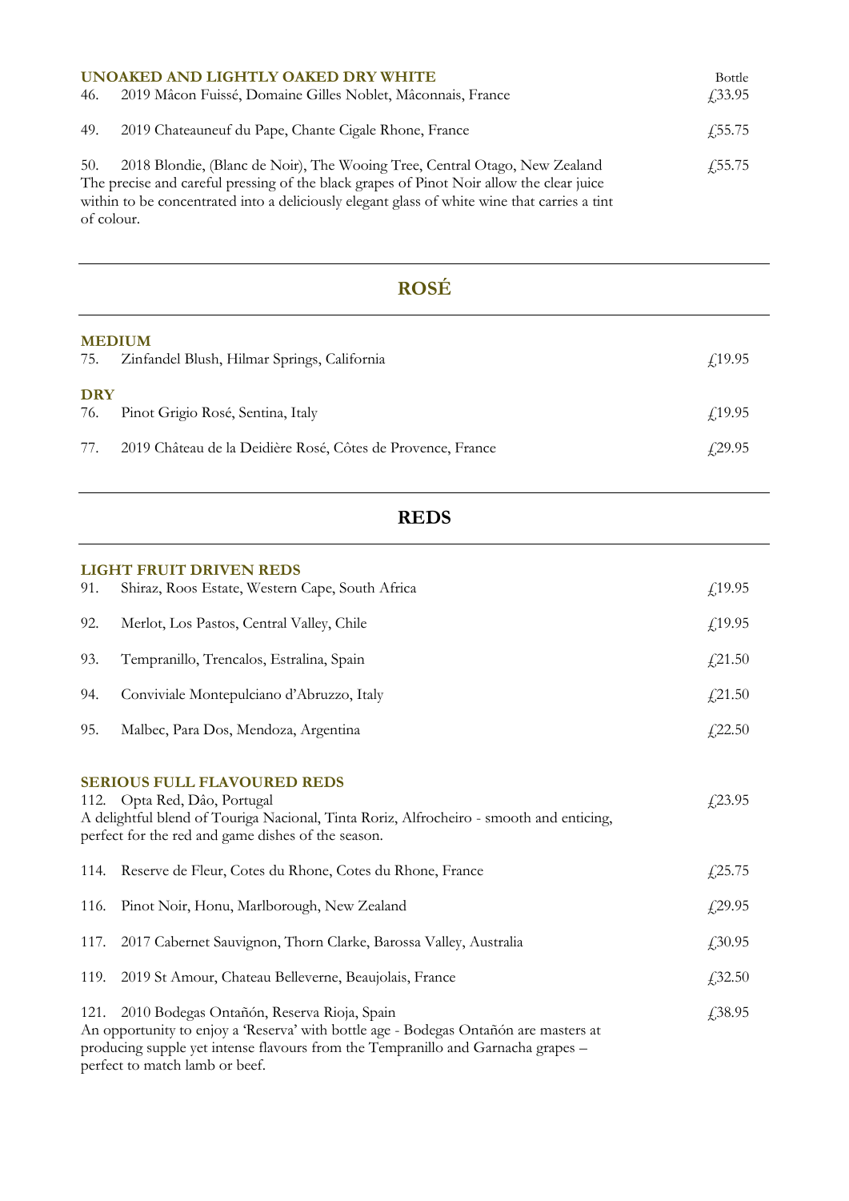### UNOAKED AND LIGHTLY OAKED DRY WHITE

| | | Bottle |
|---|---|---|
| 46. | 2019 Mâcon Fuissé, Domaine Gilles Noblet, Mâconnais, France | £33.95 |
| 49. | 2019 Chateauneuf du Pape, Chante Cigale Rhone, France | £55.75 |
| 50. | 2018 Blondie, (Blanc de Noir), The Wooing Tree, Central Otago, New Zealand | £55.75 |

The precise and careful pressing of the black grapes of Pinot Noir allow the clear juice within to be concentrated into a deliciously elegant glass of white wine that carries a tint of colour.

## ROSÉ

### MEDIUM

| | | |
|---|---|---|
| 75. | Zinfandel Blush, Hilmar Springs, California | £19.95 |

### DRY

| | | |
|---|---|---|
| 76. | Pinot Grigio Rosé, Sentina, Italy | £19.95 |
| 77. | 2019 Château de la Deidière Rosé, Côtes de Provence, France | £29.95 |

## REDS

### LIGHT FRUIT DRIVEN REDS

| | | |
|---|---|---|
| 91. | Shiraz, Roos Estate, Western Cape, South Africa | £19.95 |
| 92. | Merlot, Los Pastos, Central Valley, Chile | £19.95 |
| 93. | Tempranillo, Trencalos, Estralina, Spain | £21.50 |
| 94. | Conviviale Montepulciano d'Abruzzo, Italy | £21.50 |
| 95. | Malbec, Para Dos, Mendoza, Argentina | £22.50 |

### SERIOUS FULL FLAVOURED REDS

112. Opta Red, Dâo, Portugal — £23.95

A delightful blend of Touriga Nacional, Tinta Roriz, Alfrocheiro - smooth and enticing, perfect for the red and game dishes of the season.

| | | |
|---|---|---|
| 114. | Reserve de Fleur, Cotes du Rhone, Cotes du Rhone, France | £25.75 |
| 116. | Pinot Noir, Honu, Marlborough, New Zealand | £29.95 |
| 117. | 2017 Cabernet Sauvignon, Thorn Clarke, Barossa Valley, Australia | £30.95 |
| 119. | 2019 St Amour, Chateau Belleverne, Beaujolais, France | £32.50 |
| 121. | 2010 Bodegas Ontañón, Reserva Rioja, Spain | £38.95 |

An opportunity to enjoy a 'Reserva' with bottle age - Bodegas Ontañón are masters at producing supple yet intense flavours from the Tempranillo and Garnacha grapes – perfect to match lamb or beef.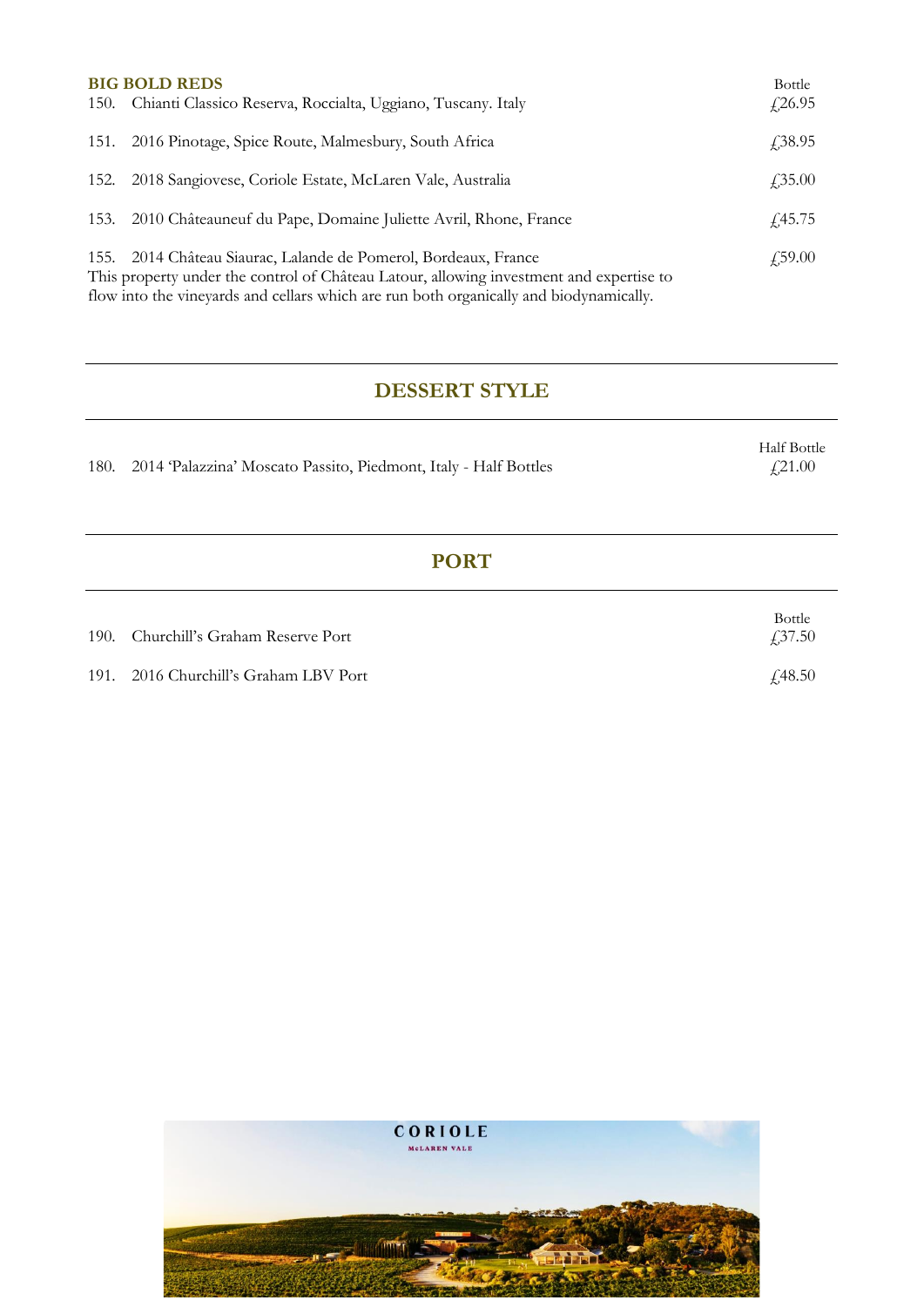### BIG BOLD REDS

| | | Bottle |
|---|---|---|
| 150. | Chianti Classico Reserva, Roccialta, Uggiano, Tuscany. Italy | £26.95 |
| 151. | 2016 Pinotage, Spice Route, Malmesbury, South Africa | £38.95 |
| 152. | 2018 Sangiovese, Coriole Estate, McLaren Vale, Australia | £35.00 |
| 153. | 2010 Châteauneuf du Pape, Domaine Juliette Avril, Rhone, France | £45.75 |
| 155. | 2014 Château Siaurac, Lalande de Pomerol, Bordeaux, France | £59.00 |

This property under the control of Château Latour, allowing investment and expertise to flow into the vineyards and cellars which are run both organically and biodynamically.

---

## DESSERT STYLE

---

| | | Half Bottle |
|---|---|---|
| 180. | 2014 'Palazzina' Moscato Passito, Piedmont, Italy - Half Bottles | £21.00 |

---

## PORT

---

| | | Bottle |
|---|---|---|
| 190. | Churchill's Graham Reserve Port | £37.50 |
| 191. | 2016 Churchill's Graham LBV Port | £48.50 |

CORIOLE
McLAREN VALE